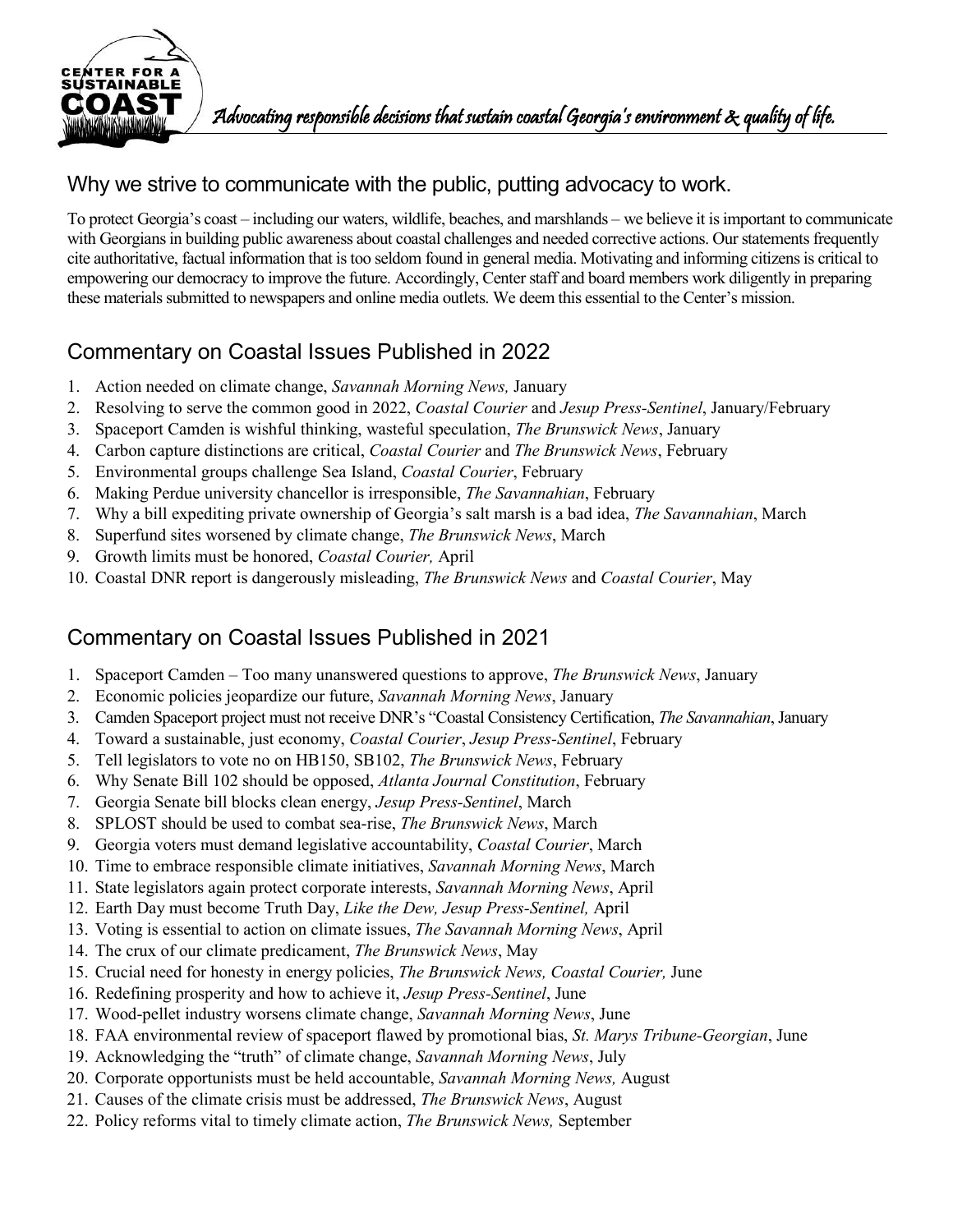CENTER FOR A SUSTAINABLE COAST

*Advocating responsible decisions that sustain coastal Georgia's environment & quality of life.*

## Why we strive to communicate with the public, putting advocacy to work.

To protect Georgia's coast – including our waters, wildlife, beaches, and marshlands – we believe it is important to communicate with Georgians in building public awareness about coastal challenges and needed corrective actions. Our statements frequently cite authoritative, factual information that is too seldom found in general media. Motivating and informing citizens is critical to empowering our democracy to improve the future. Accordingly, Center staff and board members work diligently in preparing these materials submitted to newspapers and online media outlets. We deem this essential to the Center's mission.

## Commentary on Coastal Issues Published in 2022

1. Action needed on climate change, *Savannah Morning News,* January
2. Resolving to serve the common good in 2022, *Coastal Courier* and *Jesup Press-Sentinel*, January/February
3. Spaceport Camden is wishful thinking, wasteful speculation, *The Brunswick News*, January
4. Carbon capture distinctions are critical, *Coastal Courier* and *The Brunswick News*, February
5. Environmental groups challenge Sea Island, *Coastal Courier*, February
6. Making Perdue university chancellor is irresponsible, *The Savannahian*, February
7. Why a bill expediting private ownership of Georgia's salt marsh is a bad idea, *The Savannahian*, March
8. Superfund sites worsened by climate change, *The Brunswick News*, March
9. Growth limits must be honored, *Coastal Courier,* April
10. Coastal DNR report is dangerously misleading, *The Brunswick News* and *Coastal Courier*, May

## Commentary on Coastal Issues Published in 2021

1. Spaceport Camden – Too many unanswered questions to approve, *The Brunswick News*, January
2. Economic policies jeopardize our future, *Savannah Morning News*, January
3. Camden Spaceport project must not receive DNR's "Coastal Consistency Certification, *The Savannahian*, January
4. Toward a sustainable, just economy, *Coastal Courier*, *Jesup Press-Sentinel*, February
5. Tell legislators to vote no on HB150, SB102, *The Brunswick News*, February
6. Why Senate Bill 102 should be opposed, *Atlanta Journal Constitution*, February
7. Georgia Senate bill blocks clean energy, *Jesup Press-Sentinel*, March
8. SPLOST should be used to combat sea-rise, *The Brunswick News*, March
9. Georgia voters must demand legislative accountability, *Coastal Courier*, March
10. Time to embrace responsible climate initiatives, *Savannah Morning News*, March
11. State legislators again protect corporate interests, *Savannah Morning News*, April
12. Earth Day must become Truth Day, *Like the Dew, Jesup Press-Sentinel,* April
13. Voting is essential to action on climate issues, *The Savannah Morning News*, April
14. The crux of our climate predicament, *The Brunswick News*, May
15. Crucial need for honesty in energy policies, *The Brunswick News, Coastal Courier,* June
16. Redefining prosperity and how to achieve it, *Jesup Press-Sentinel*, June
17. Wood-pellet industry worsens climate change, *Savannah Morning News*, June
18. FAA environmental review of spaceport flawed by promotional bias, *St. Marys Tribune-Georgian*, June
19. Acknowledging the "truth" of climate change, *Savannah Morning News*, July
20. Corporate opportunists must be held accountable, *Savannah Morning News,* August
21. Causes of the climate crisis must be addressed, *The Brunswick News*, August
22. Policy reforms vital to timely climate action, *The Brunswick News,* September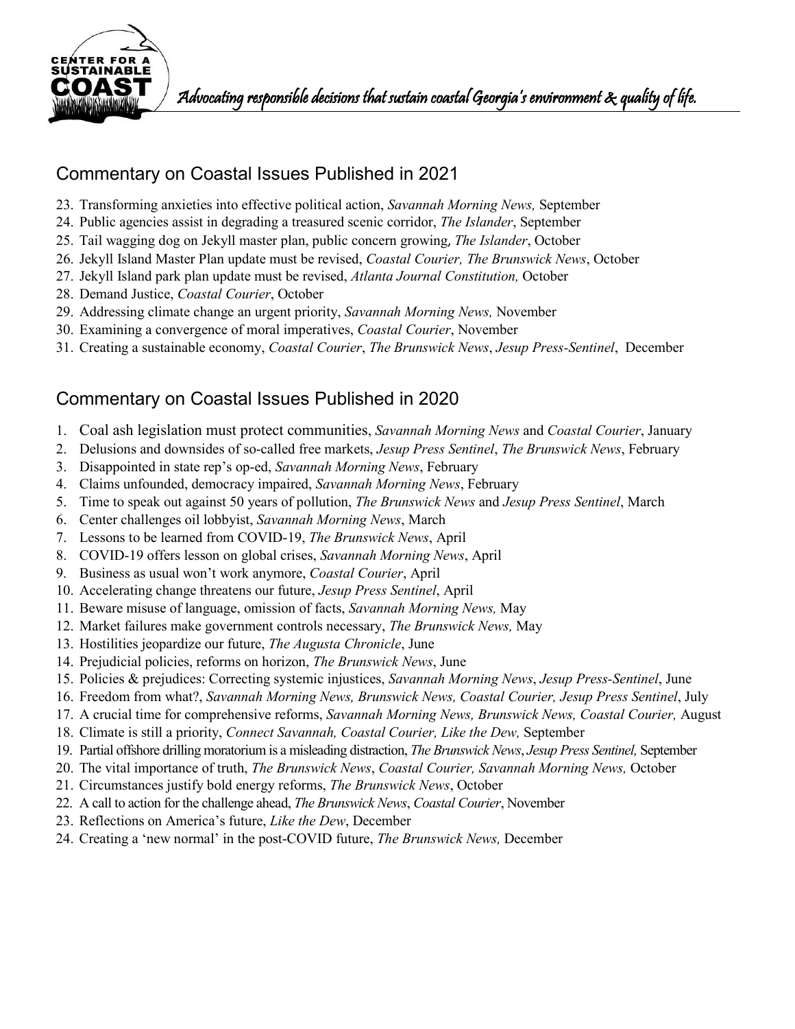Advocating responsible decisions that sustain coastal Georgia's environment & quality of life.

## Commentary on Coastal Issues Published in 2021

23. Transforming anxieties into effective political action, *Savannah Morning News,* September
24. Public agencies assist in degrading a treasured scenic corridor, *The Islander*, September
25. Tail wagging dog on Jekyll master plan, public concern growing, *The Islander*, October
26. Jekyll Island Master Plan update must be revised, *Coastal Courier, The Brunswick News*, October
27. Jekyll Island park plan update must be revised, *Atlanta Journal Constitution,* October
28. Demand Justice, *Coastal Courier*, October
29. Addressing climate change an urgent priority, *Savannah Morning News,* November
30. Examining a convergence of moral imperatives, *Coastal Courier*, November
31. Creating a sustainable economy, *Coastal Courier*, *The Brunswick News*, *Jesup Press-Sentinel*, December

## Commentary on Coastal Issues Published in 2020

1. Coal ash legislation must protect communities, *Savannah Morning News* and *Coastal Courier*, January
2. Delusions and downsides of so-called free markets, *Jesup Press Sentinel*, *The Brunswick News*, February
3. Disappointed in state rep's op-ed, *Savannah Morning News*, February
4. Claims unfounded, democracy impaired, *Savannah Morning News*, February
5. Time to speak out against 50 years of pollution, *The Brunswick News* and *Jesup Press Sentinel*, March
6. Center challenges oil lobbyist, *Savannah Morning News*, March
7. Lessons to be learned from COVID-19, *The Brunswick News*, April
8. COVID-19 offers lesson on global crises, *Savannah Morning News*, April
9. Business as usual won't work anymore, *Coastal Courier*, April
10. Accelerating change threatens our future, *Jesup Press Sentinel*, April
11. Beware misuse of language, omission of facts, *Savannah Morning News,* May
12. Market failures make government controls necessary, *The Brunswick News,* May
13. Hostilities jeopardize our future, *The Augusta Chronicle*, June
14. Prejudicial policies, reforms on horizon, *The Brunswick News*, June
15. Policies & prejudices: Correcting systemic injustices, *Savannah Morning News*, *Jesup Press-Sentinel*, June
16. Freedom from what?, *Savannah Morning News, Brunswick News, Coastal Courier, Jesup Press Sentinel*, July
17. A crucial time for comprehensive reforms, *Savannah Morning News, Brunswick News, Coastal Courier,* August
18. Climate is still a priority, *Connect Savannah, Coastal Courier, Like the Dew,* September
19. Partial offshore drilling moratorium is a misleading distraction, *The Brunswick News*, *Jesup Press Sentinel,* September
20. The vital importance of truth, *The Brunswick News*, *Coastal Courier, Savannah Morning News,* October
21. Circumstances justify bold energy reforms, *The Brunswick News*, October
22. A call to action for the challenge ahead, *The Brunswick News*, *Coastal Courier*, November
23. Reflections on America's future, *Like the Dew*, December
24. Creating a 'new normal' in the post-COVID future, *The Brunswick News,* December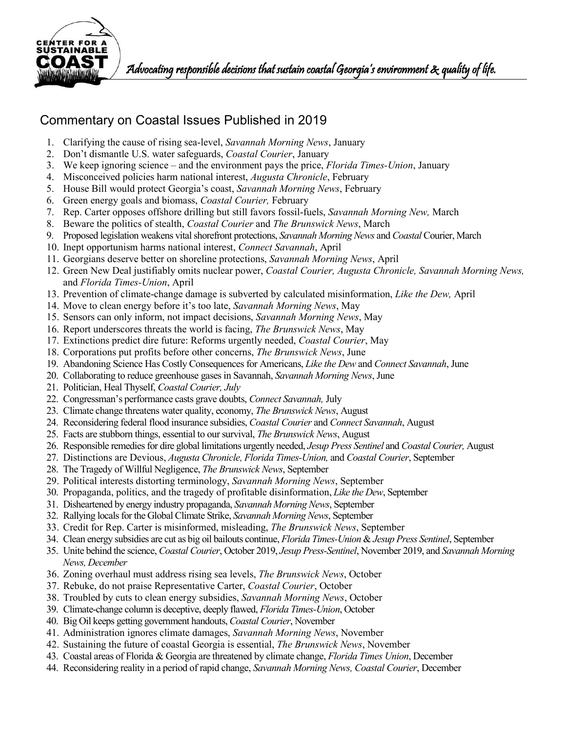Advocating responsible decisions that sustain coastal Georgia's environment & quality of life.

## Commentary on Coastal Issues Published in 2019

1. Clarifying the cause of rising sea-level, *Savannah Morning News*, January
2. Don't dismantle U.S. water safeguards, *Coastal Courier*, January
3. We keep ignoring science – and the environment pays the price, *Florida Times-Union*, January
4. Misconceived policies harm national interest, *Augusta Chronicle*, February
5. House Bill would protect Georgia's coast, *Savannah Morning News*, February
6. Green energy goals and biomass, *Coastal Courier,* February
7. Rep. Carter opposes offshore drilling but still favors fossil-fuels, *Savannah Morning New,* March
8. Beware the politics of stealth, *Coastal Courier* and *The Brunswick News*, March
9. Proposed legislation weakens vital shorefront protections, *Savannah Morning News* and *Coastal* Courier, March
10. Inept opportunism harms national interest, *Connect Savannah*, April
11. Georgians deserve better on shoreline protections, *Savannah Morning News*, April
12. Green New Deal justifiably omits nuclear power, *Coastal Courier, Augusta Chronicle, Savannah Morning News,* and *Florida Times-Union*, April
13. Prevention of climate-change damage is subverted by calculated misinformation, *Like the Dew,* April
14. Move to clean energy before it's too late, *Savannah Morning News*, May
15. Sensors can only inform, not impact decisions, *Savannah Morning News*, May
16. Report underscores threats the world is facing, *The Brunswick News*, May
17. Extinctions predict dire future: Reforms urgently needed, *Coastal Courier*, May
18. Corporations put profits before other concerns, *The Brunswick News*, June
19. Abandoning Science Has Costly Consequences for Americans, *Like the Dew* and *Connect Savannah*, June
20. Collaborating to reduce greenhouse gases in Savannah, *Savannah Morning News*, June
21. Politician, Heal Thyself, *Coastal Courier, July*
22. Congressman's performance casts grave doubts, *Connect Savannah,* July
23. Climate change threatens water quality, economy, *The Brunswick News*, August
24. Reconsidering federal flood insurance subsidies, *Coastal Courier* and *Connect Savannah*, August
25. Facts are stubborn things, essential to our survival, *The Brunswick News*, August
26. Responsible remedies for dire global limitations urgently needed, *Jesup Press Sentinel* and *Coastal Courier,* August
27. Distinctions are Devious, *Augusta Chronicle, Florida Times-Union,* and *Coastal Courier*, September
28. The Tragedy of Willful Negligence, *The Brunswick News*, September
29. Political interests distorting terminology, *Savannah Morning News*, September
30. Propaganda, politics, and the tragedy of profitable disinformation, *Like the Dew*, September
31. Disheartened by energy industry propaganda, *Savannah Morning News*, September
32. Rallying locals for the Global Climate Strike, *Savannah Morning News*, September
33. Credit for Rep. Carter is misinformed, misleading, *The Brunswick News*, September
34. Clean energy subsidies are cut as big oil bailouts continue, *Florida Times-Union* & *Jesup Press Sentinel*, September
35. Unite behind the science, *Coastal Courier*, October 2019, *Jesup Press-Sentinel*, November 2019, and *Savannah Morning News, December*
36. Zoning overhaul must address rising sea levels, *The Brunswick News*, October
37. Rebuke, do not praise Representative Carter, *Coastal Courier*, October
38. Troubled by cuts to clean energy subsidies, *Savannah Morning News*, October
39. Climate-change column is deceptive, deeply flawed, *Florida Times-Union*, October
40. Big Oil keeps getting government handouts, *Coastal Courier*, November
41. Administration ignores climate damages, *Savannah Morning News*, November
42. Sustaining the future of coastal Georgia is essential, *The Brunswick News*, November
43. Coastal areas of Florida & Georgia are threatened by climate change, *Florida Times Union*, December
44. Reconsidering reality in a period of rapid change, *Savannah Morning News, Coastal Courier*, December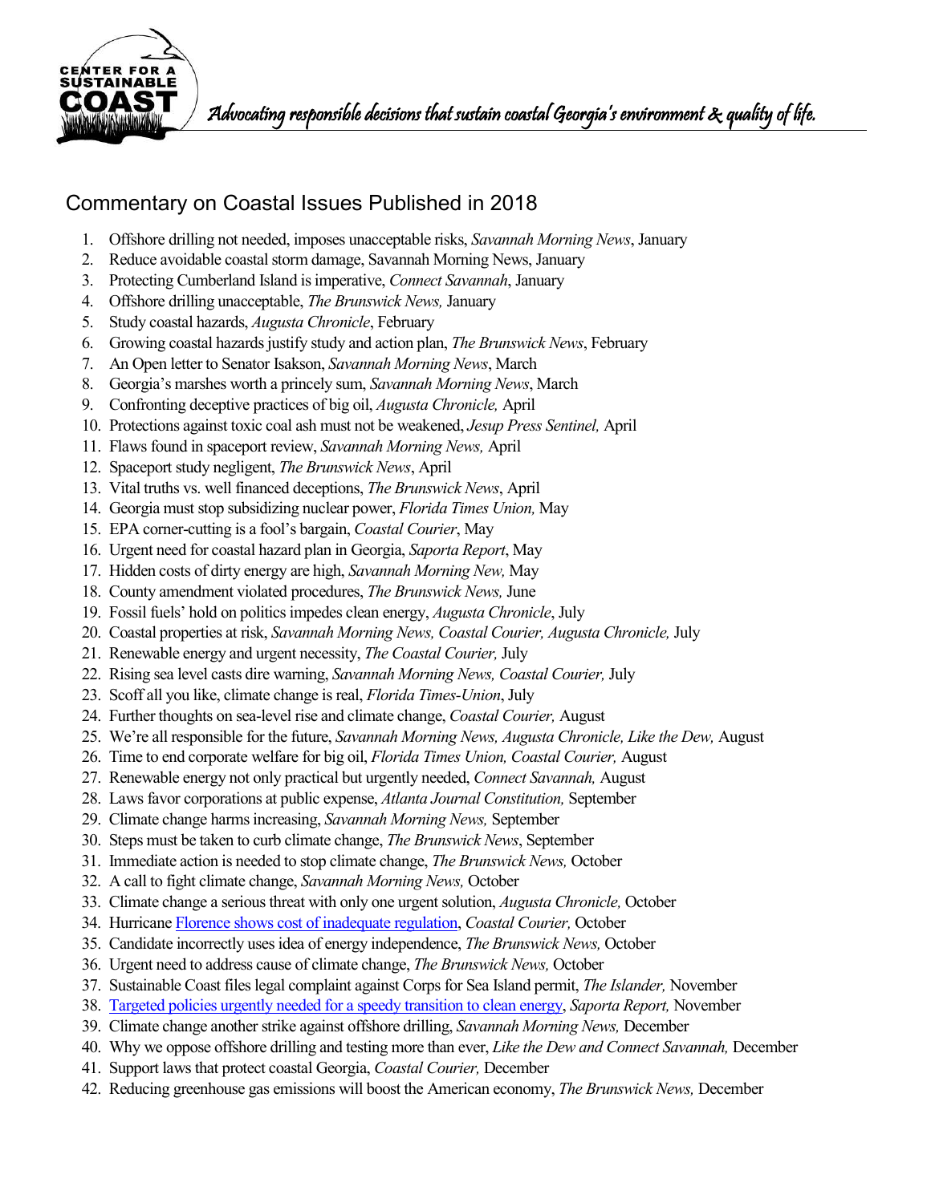CENTER FOR A SUSTAINABLE COAST

*Advocating responsible decisions that sustain coastal Georgia's environment & quality of life.*

## Commentary on Coastal Issues Published in 2018

1. Offshore drilling not needed, imposes unacceptable risks, *Savannah Morning News*, January
2. Reduce avoidable coastal storm damage, Savannah Morning News, January
3. Protecting Cumberland Island is imperative, *Connect Savannah*, January
4. Offshore drilling unacceptable, *The Brunswick News,* January
5. Study coastal hazards, *Augusta Chronicle*, February
6. Growing coastal hazards justify study and action plan, *The Brunswick News*, February
7. An Open letter to Senator Isakson, *Savannah Morning News*, March
8. Georgia's marshes worth a princely sum, *Savannah Morning News*, March
9. Confronting deceptive practices of big oil, *Augusta Chronicle,* April
10. Protections against toxic coal ash must not be weakened, *Jesup Press Sentinel,* April
11. Flaws found in spaceport review, *Savannah Morning News,* April
12. Spaceport study negligent, *The Brunswick News*, April
13. Vital truths vs. well financed deceptions, *The Brunswick News*, April
14. Georgia must stop subsidizing nuclear power, *Florida Times Union,* May
15. EPA corner-cutting is a fool's bargain, *Coastal Courier*, May
16. Urgent need for coastal hazard plan in Georgia, *Saporta Report*, May
17. Hidden costs of dirty energy are high, *Savannah Morning New,* May
18. County amendment violated procedures, *The Brunswick News,* June
19. Fossil fuels' hold on politics impedes clean energy, *Augusta Chronicle*, July
20. Coastal properties at risk, *Savannah Morning News, Coastal Courier, Augusta Chronicle,* July
21. Renewable energy and urgent necessity, *The Coastal Courier,* July
22. Rising sea level casts dire warning, *Savannah Morning News, Coastal Courier,* July
23. Scoff all you like, climate change is real, *Florida Times-Union*, July
24. Further thoughts on sea-level rise and climate change, *Coastal Courier,* August
25. We're all responsible for the future, *Savannah Morning News, Augusta Chronicle, Like the Dew,* August
26. Time to end corporate welfare for big oil, *Florida Times Union, Coastal Courier,* August
27. Renewable energy not only practical but urgently needed, *Connect Savannah,* August
28. Laws favor corporations at public expense, *Atlanta Journal Constitution,* September
29. Climate change harms increasing, *Savannah Morning News,* September
30. Steps must be taken to curb climate change, *The Brunswick News*, September
31. Immediate action is needed to stop climate change, *The Brunswick News,* October
32. A call to fight climate change, *Savannah Morning News,* October
33. Climate change a serious threat with only one urgent solution, *Augusta Chronicle,* October
34. Hurricane Florence shows cost of inadequate regulation, *Coastal Courier,* October
35. Candidate incorrectly uses idea of energy independence, *The Brunswick News,* October
36. Urgent need to address cause of climate change, *The Brunswick News,* October
37. Sustainable Coast files legal complaint against Corps for Sea Island permit, *The Islander,* November
38. Targeted policies urgently needed for a speedy transition to clean energy, *Saporta Report,* November
39. Climate change another strike against offshore drilling, *Savannah Morning News,* December
40. Why we oppose offshore drilling and testing more than ever, *Like the Dew and Connect Savannah,* December
41. Support laws that protect coastal Georgia, *Coastal Courier,* December
42. Reducing greenhouse gas emissions will boost the American economy, *The Brunswick News,* December